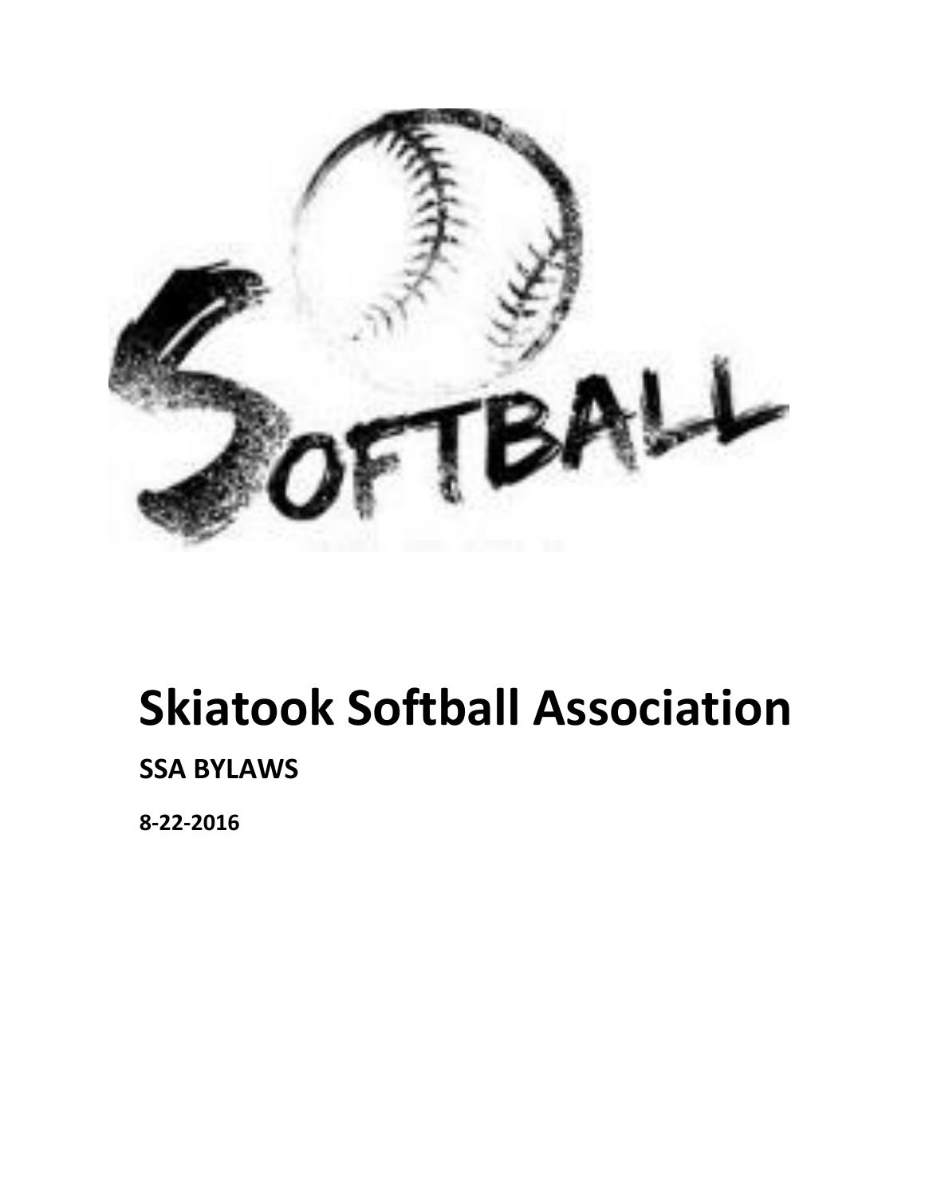# Skiatook Softball Association

**SSA BYLAWS**

**8-22-2016**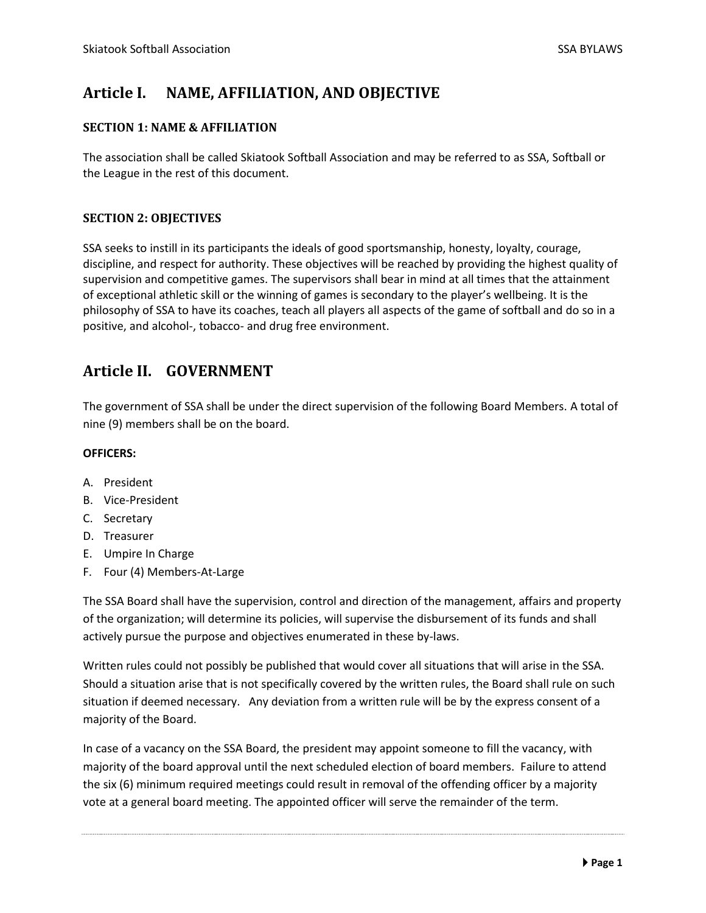# Article I. NAME, AFFILIATION, AND OBJECTIVE

### SECTION 1: NAME & AFFILIATION

The association shall be called Skiatook Softball Association and may be referred to as SSA, Softball or the League in the rest of this document.

### SECTION 2: OBJECTIVES

SSA seeks to instill in its participants the ideals of good sportsmanship, honesty, loyalty, courage, discipline, and respect for authority. These objectives will be reached by providing the highest quality of supervision and competitive games. The supervisors shall bear in mind at all times that the attainment of exceptional athletic skill or the winning of games is secondary to the player's wellbeing. It is the philosophy of SSA to have its coaches, teach all players all aspects of the game of softball and do so in a positive, and alcohol-, tobacco- and drug free environment.

# Article II. GOVERNMENT

The government of SSA shall be under the direct supervision of the following Board Members. A total of nine (9) members shall be on the board.

**OFFICERS:**

A. President
B. Vice-President
C. Secretary
D. Treasurer
E. Umpire In Charge
F. Four (4) Members-At-Large

The SSA Board shall have the supervision, control and direction of the management, affairs and property of the organization; will determine its policies, will supervise the disbursement of its funds and shall actively pursue the purpose and objectives enumerated in these by-laws.

Written rules could not possibly be published that would cover all situations that will arise in the SSA. Should a situation arise that is not specifically covered by the written rules, the Board shall rule on such situation if deemed necessary. Any deviation from a written rule will be by the express consent of a majority of the Board.

In case of a vacancy on the SSA Board, the president may appoint someone to fill the vacancy, with majority of the board approval until the next scheduled election of board members. Failure to attend the six (6) minimum required meetings could result in removal of the offending officer by a majority vote at a general board meeting. The appointed officer will serve the remainder of the term.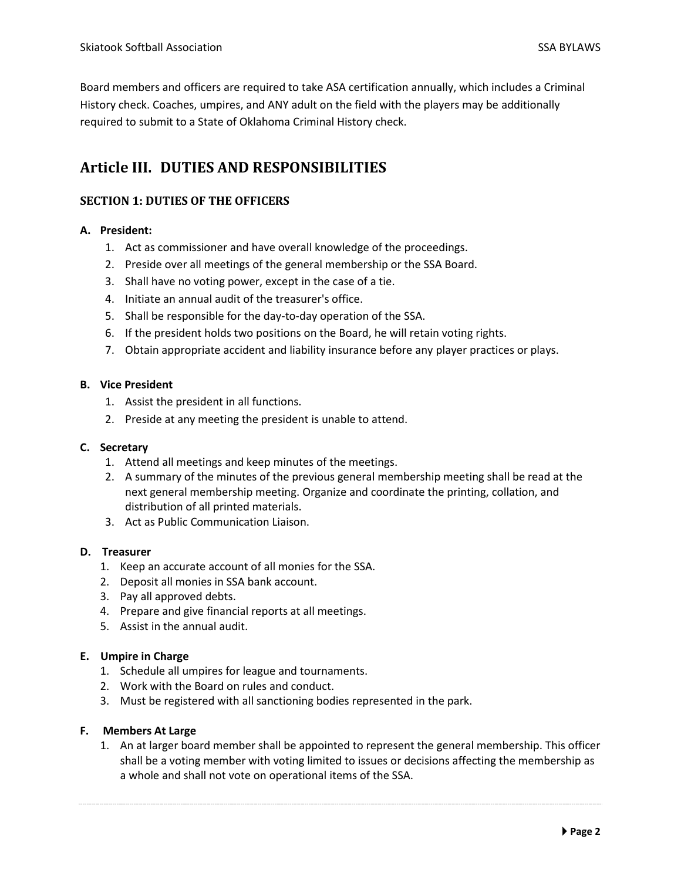Board members and officers are required to take ASA certification annually, which includes a Criminal History check. Coaches, umpires, and ANY adult on the field with the players may be additionally required to submit to a State of Oklahoma Criminal History check.

# Article III. DUTIES AND RESPONSIBILITIES

## SECTION 1: DUTIES OF THE OFFICERS

**A. President:**

1. Act as commissioner and have overall knowledge of the proceedings.
2. Preside over all meetings of the general membership or the SSA Board.
3. Shall have no voting power, except in the case of a tie.
4. Initiate an annual audit of the treasurer's office.
5. Shall be responsible for the day-to-day operation of the SSA.
6. If the president holds two positions on the Board, he will retain voting rights.
7. Obtain appropriate accident and liability insurance before any player practices or plays.

**B. Vice President**

1. Assist the president in all functions.
2. Preside at any meeting the president is unable to attend.

**C. Secretary**

1. Attend all meetings and keep minutes of the meetings.
2. A summary of the minutes of the previous general membership meeting shall be read at the next general membership meeting. Organize and coordinate the printing, collation, and distribution of all printed materials.
3. Act as Public Communication Liaison.

**D. Treasurer**

1. Keep an accurate account of all monies for the SSA.
2. Deposit all monies in SSA bank account.
3. Pay all approved debts.
4. Prepare and give financial reports at all meetings.
5. Assist in the annual audit.

**E. Umpire in Charge**

1. Schedule all umpires for league and tournaments.
2. Work with the Board on rules and conduct.
3. Must be registered with all sanctioning bodies represented in the park.

**F. Members At Large**

1. An at larger board member shall be appointed to represent the general membership. This officer shall be a voting member with voting limited to issues or decisions affecting the membership as a whole and shall not vote on operational items of the SSA.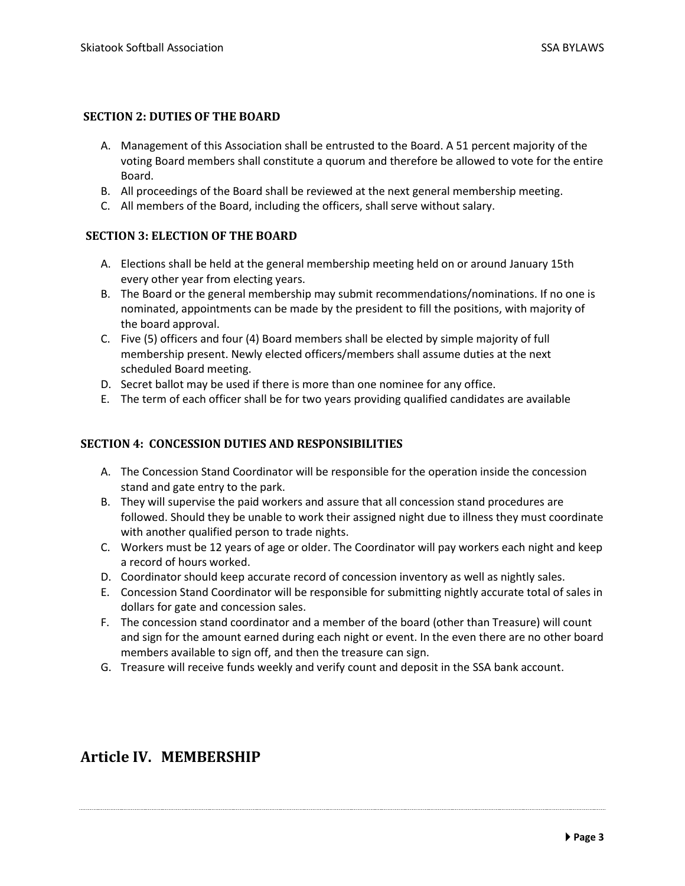### SECTION 2: DUTIES OF THE BOARD

A. Management of this Association shall be entrusted to the Board. A 51 percent majority of the voting Board members shall constitute a quorum and therefore be allowed to vote for the entire Board.
B. All proceedings of the Board shall be reviewed at the next general membership meeting.
C. All members of the Board, including the officers, shall serve without salary.

### SECTION 3: ELECTION OF THE BOARD

A. Elections shall be held at the general membership meeting held on or around January 15th every other year from electing years.
B. The Board or the general membership may submit recommendations/nominations. If no one is nominated, appointments can be made by the president to fill the positions, with majority of the board approval.
C. Five (5) officers and four (4) Board members shall be elected by simple majority of full membership present. Newly elected officers/members shall assume duties at the next scheduled Board meeting.
D. Secret ballot may be used if there is more than one nominee for any office.
E. The term of each officer shall be for two years providing qualified candidates are available

### SECTION 4: CONCESSION DUTIES AND RESPONSIBILITIES

A. The Concession Stand Coordinator will be responsible for the operation inside the concession stand and gate entry to the park.
B. They will supervise the paid workers and assure that all concession stand procedures are followed. Should they be unable to work their assigned night due to illness they must coordinate with another qualified person to trade nights.
C. Workers must be 12 years of age or older. The Coordinator will pay workers each night and keep a record of hours worked.
D. Coordinator should keep accurate record of concession inventory as well as nightly sales.
E. Concession Stand Coordinator will be responsible for submitting nightly accurate total of sales in dollars for gate and concession sales.
F. The concession stand coordinator and a member of the board (other than Treasure) will count and sign for the amount earned during each night or event. In the even there are no other board members available to sign off, and then the treasure can sign.
G. Treasure will receive funds weekly and verify count and deposit in the SSA bank account.

## Article IV. MEMBERSHIP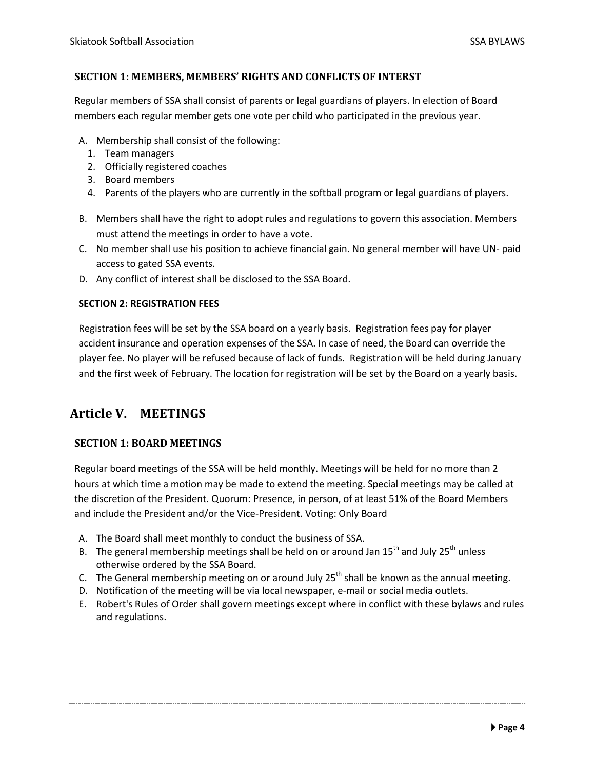### SECTION 1: MEMBERS, MEMBERS' RIGHTS AND CONFLICTS OF INTERST

Regular members of SSA shall consist of parents or legal guardians of players. In election of Board members each regular member gets one vote per child who participated in the previous year.

A. Membership shall consist of the following:
   1. Team managers
   2. Officially registered coaches
   3. Board members
   4. Parents of the players who are currently in the softball program or legal guardians of players.

B. Members shall have the right to adopt rules and regulations to govern this association. Members must attend the meetings in order to have a vote.

C. No member shall use his position to achieve financial gain. No general member will have UN- paid access to gated SSA events.

D. Any conflict of interest shall be disclosed to the SSA Board.

### SECTION 2: REGISTRATION FEES

Registration fees will be set by the SSA board on a yearly basis. Registration fees pay for player accident insurance and operation expenses of the SSA. In case of need, the Board can override the player fee. No player will be refused because of lack of funds. Registration will be held during January and the first week of February. The location for registration will be set by the Board on a yearly basis.

## Article V. MEETINGS

### SECTION 1: BOARD MEETINGS

Regular board meetings of the SSA will be held monthly. Meetings will be held for no more than 2 hours at which time a motion may be made to extend the meeting. Special meetings may be called at the discretion of the President. Quorum: Presence, in person, of at least 51% of the Board Members and include the President and/or the Vice-President. Voting: Only Board

A. The Board shall meet monthly to conduct the business of SSA.
B. The general membership meetings shall be held on or around Jan 15th and July 25th unless otherwise ordered by the SSA Board.
C. The General membership meeting on or around July 25th shall be known as the annual meeting.
D. Notification of the meeting will be via local newspaper, e-mail or social media outlets.
E. Robert's Rules of Order shall govern meetings except where in conflict with these bylaws and rules and regulations.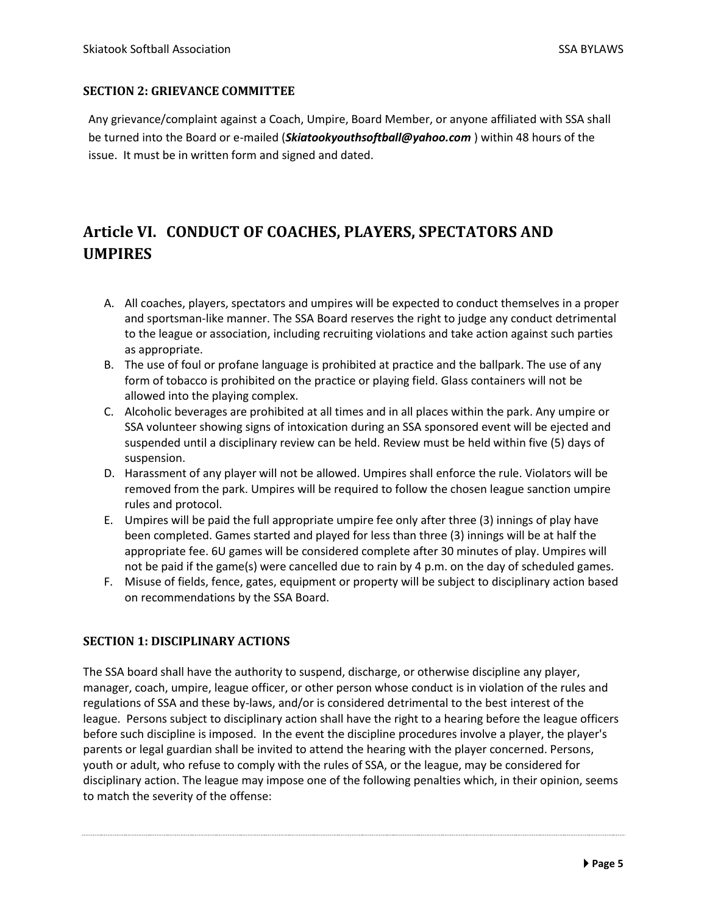### SECTION 2: GRIEVANCE COMMITTEE

Any grievance/complaint against a Coach, Umpire, Board Member, or anyone affiliated with SSA shall be turned into the Board or e-mailed (***Skiatookyouthsoftball@yahoo.com*** ) within 48 hours of the issue. It must be in written form and signed and dated.

## Article VI. CONDUCT OF COACHES, PLAYERS, SPECTATORS AND UMPIRES

A. All coaches, players, spectators and umpires will be expected to conduct themselves in a proper and sportsman-like manner. The SSA Board reserves the right to judge any conduct detrimental to the league or association, including recruiting violations and take action against such parties as appropriate.
B. The use of foul or profane language is prohibited at practice and the ballpark. The use of any form of tobacco is prohibited on the practice or playing field. Glass containers will not be allowed into the playing complex.
C. Alcoholic beverages are prohibited at all times and in all places within the park. Any umpire or SSA volunteer showing signs of intoxication during an SSA sponsored event will be ejected and suspended until a disciplinary review can be held. Review must be held within five (5) days of suspension.
D. Harassment of any player will not be allowed. Umpires shall enforce the rule. Violators will be removed from the park. Umpires will be required to follow the chosen league sanction umpire rules and protocol.
E. Umpires will be paid the full appropriate umpire fee only after three (3) innings of play have been completed. Games started and played for less than three (3) innings will be at half the appropriate fee. 6U games will be considered complete after 30 minutes of play. Umpires will not be paid if the game(s) were cancelled due to rain by 4 p.m. on the day of scheduled games.
F. Misuse of fields, fence, gates, equipment or property will be subject to disciplinary action based on recommendations by the SSA Board.

### SECTION 1: DISCIPLINARY ACTIONS

The SSA board shall have the authority to suspend, discharge, or otherwise discipline any player, manager, coach, umpire, league officer, or other person whose conduct is in violation of the rules and regulations of SSA and these by-laws, and/or is considered detrimental to the best interest of the league. Persons subject to disciplinary action shall have the right to a hearing before the league officers before such discipline is imposed. In the event the discipline procedures involve a player, the player's parents or legal guardian shall be invited to attend the hearing with the player concerned. Persons, youth or adult, who refuse to comply with the rules of SSA, or the league, may be considered for disciplinary action. The league may impose one of the following penalties which, in their opinion, seems to match the severity of the offense: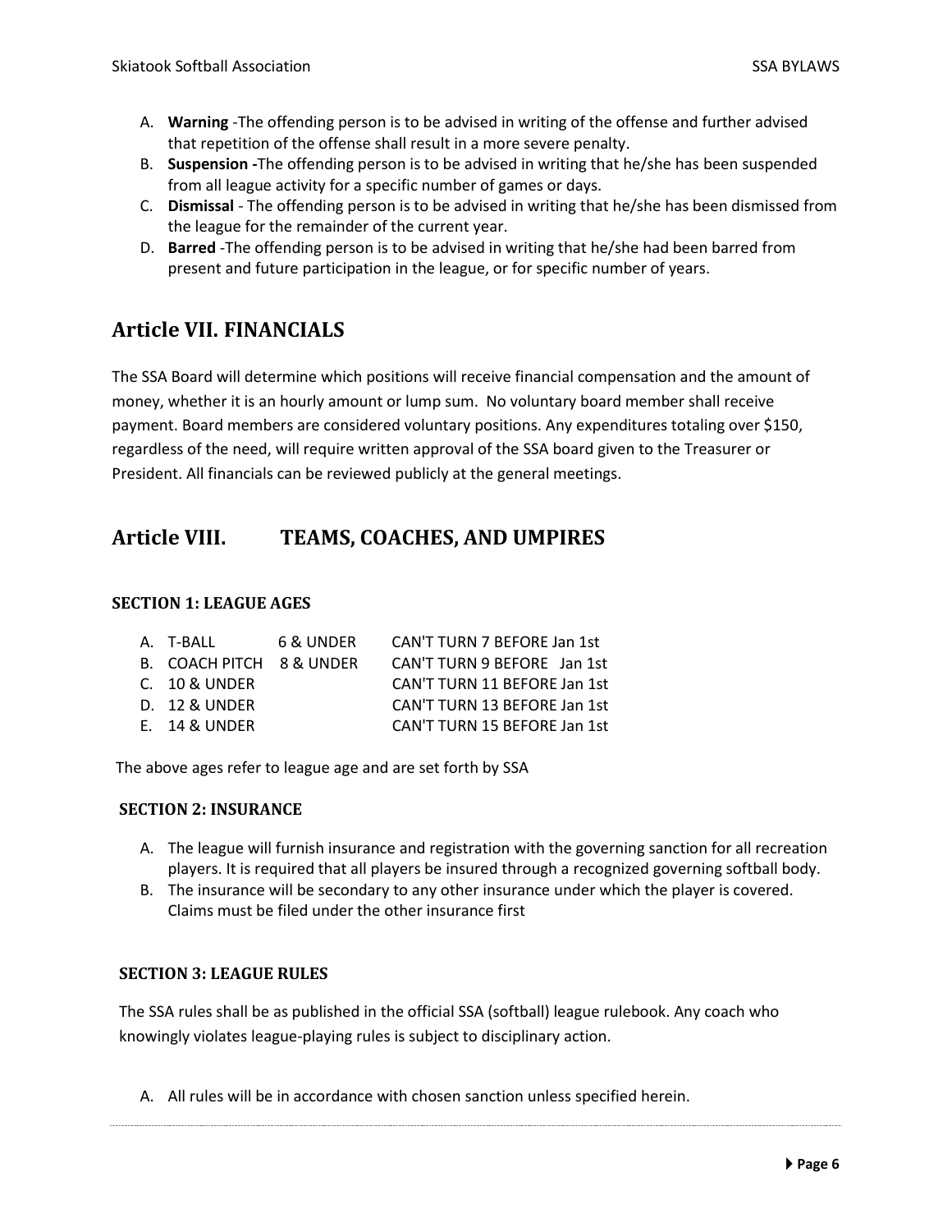A. **Warning** -The offending person is to be advised in writing of the offense and further advised that repetition of the offense shall result in a more severe penalty.
B. **Suspension -**The offending person is to be advised in writing that he/she has been suspended from all league activity for a specific number of games or days.
C. **Dismissal** - The offending person is to be advised in writing that he/she has been dismissed from the league for the remainder of the current year.
D. **Barred** -The offending person is to be advised in writing that he/she had been barred from present and future participation in the league, or for specific number of years.

## Article VII. FINANCIALS

The SSA Board will determine which positions will receive financial compensation and the amount of money, whether it is an hourly amount or lump sum. No voluntary board member shall receive payment. Board members are considered voluntary positions. Any expenditures totaling over $150, regardless of the need, will require written approval of the SSA board given to the Treasurer or President. All financials can be reviewed publicly at the general meetings.

## Article VIII. TEAMS, COACHES, AND UMPIRES

### SECTION 1: LEAGUE AGES

A. T-BALL 6 & UNDER CAN'T TURN 7 BEFORE Jan 1st
B. COACH PITCH 8 & UNDER CAN'T TURN 9 BEFORE Jan 1st
C. 10 & UNDER CAN'T TURN 11 BEFORE Jan 1st
D. 12 & UNDER CAN'T TURN 13 BEFORE Jan 1st
E. 14 & UNDER CAN'T TURN 15 BEFORE Jan 1st

The above ages refer to league age and are set forth by SSA

### SECTION 2: INSURANCE

A. The league will furnish insurance and registration with the governing sanction for all recreation players. It is required that all players be insured through a recognized governing softball body.
B. The insurance will be secondary to any other insurance under which the player is covered. Claims must be filed under the other insurance first

### SECTION 3: LEAGUE RULES

The SSA rules shall be as published in the official SSA (softball) league rulebook. Any coach who knowingly violates league-playing rules is subject to disciplinary action.

A. All rules will be in accordance with chosen sanction unless specified herein.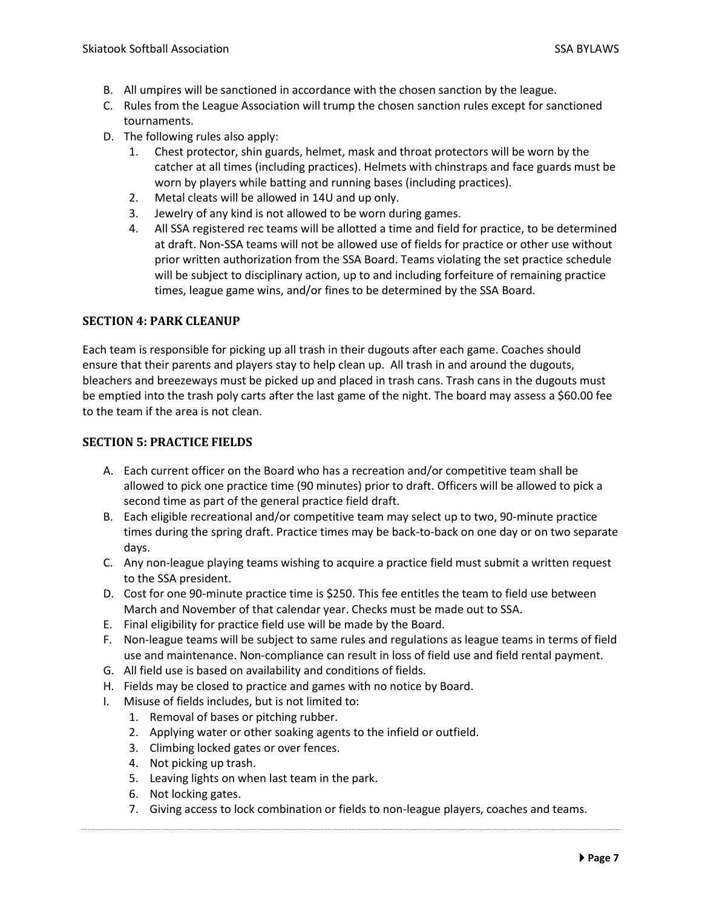B. All umpires will be sanctioned in accordance with the chosen sanction by the league.
C. Rules from the League Association will trump the chosen sanction rules except for sanctioned tournaments.
D. The following rules also apply:
   1. Chest protector, shin guards, helmet, mask and throat protectors will be worn by the catcher at all times (including practices). Helmets with chinstraps and face guards must be worn by players while batting and running bases (including practices).
   2. Metal cleats will be allowed in 14U and up only.
   3. Jewelry of any kind is not allowed to be worn during games.
   4. All SSA registered rec teams will be allotted a time and field for practice, to be determined at draft. Non-SSA teams will not be allowed use of fields for practice or other use without prior written authorization from the SSA Board. Teams violating the set practice schedule will be subject to disciplinary action, up to and including forfeiture of remaining practice times, league game wins, and/or fines to be determined by the SSA Board.

### SECTION 4: PARK CLEANUP

Each team is responsible for picking up all trash in their dugouts after each game. Coaches should ensure that their parents and players stay to help clean up. All trash in and around the dugouts, bleachers and breezeways must be picked up and placed in trash cans. Trash cans in the dugouts must be emptied into the trash poly carts after the last game of the night. The board may assess a $60.00 fee to the team if the area is not clean.

### SECTION 5: PRACTICE FIELDS

A. Each current officer on the Board who has a recreation and/or competitive team shall be allowed to pick one practice time (90 minutes) prior to draft. Officers will be allowed to pick a second time as part of the general practice field draft.
B. Each eligible recreational and/or competitive team may select up to two, 90-minute practice times during the spring draft. Practice times may be back-to-back on one day or on two separate days.
C. Any non-league playing teams wishing to acquire a practice field must submit a written request to the SSA president.
D. Cost for one 90-minute practice time is $250. This fee entitles the team to field use between March and November of that calendar year. Checks must be made out to SSA.
E. Final eligibility for practice field use will be made by the Board.
F. Non-league teams will be subject to same rules and regulations as league teams in terms of field use and maintenance. Non-compliance can result in loss of field use and field rental payment.
G. All field use is based on availability and conditions of fields.
H. Fields may be closed to practice and games with no notice by Board.
I. Misuse of fields includes, but is not limited to:
   1. Removal of bases or pitching rubber.
   2. Applying water or other soaking agents to the infield or outfield.
   3. Climbing locked gates or over fences.
   4. Not picking up trash.
   5. Leaving lights on when last team in the park.
   6. Not locking gates.
   7. Giving access to lock combination or fields to non-league players, coaches and teams.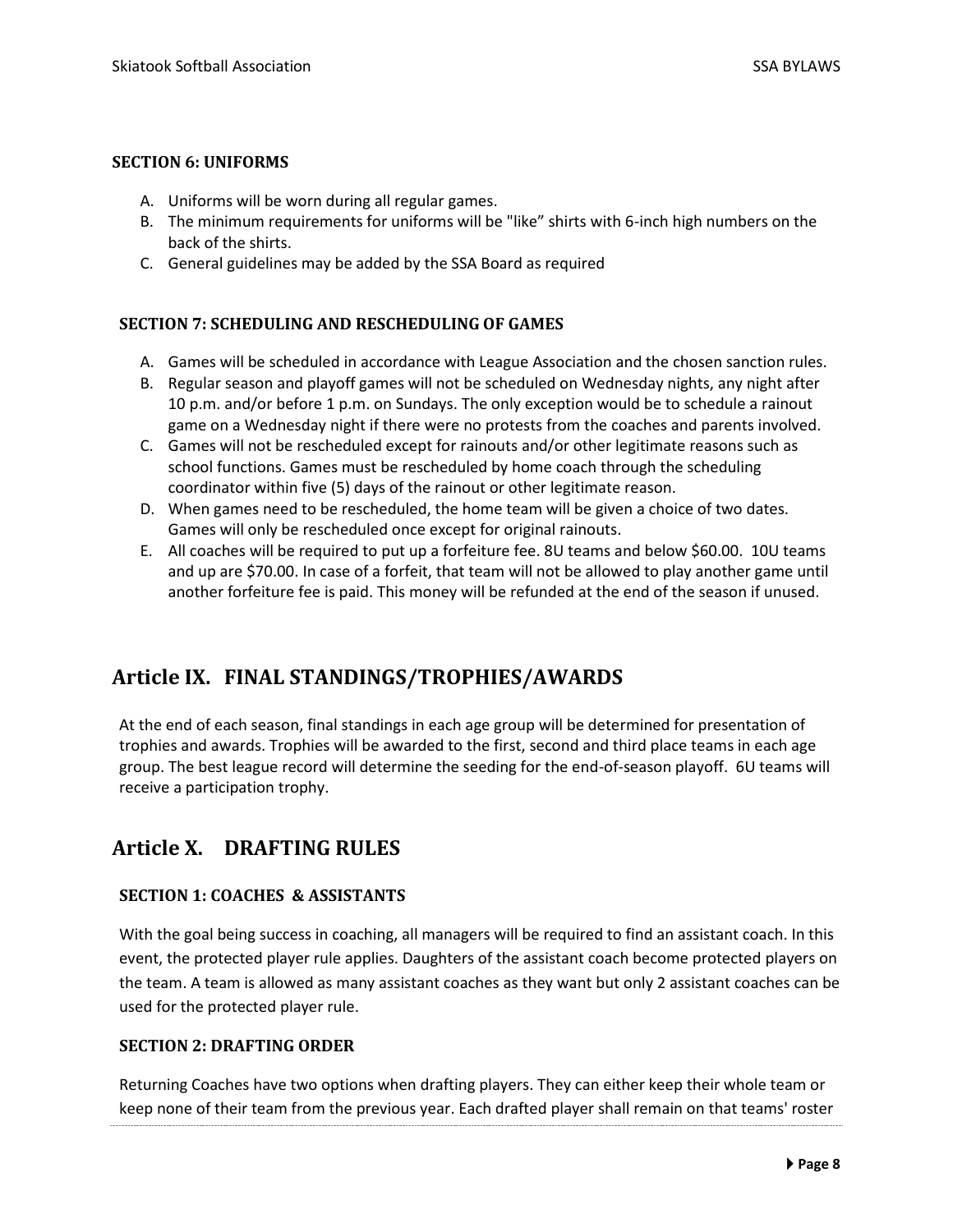### SECTION 6: UNIFORMS

A. Uniforms will be worn during all regular games.
B. The minimum requirements for uniforms will be "like" shirts with 6-inch high numbers on the back of the shirts.
C. General guidelines may be added by the SSA Board as required

### SECTION 7: SCHEDULING AND RESCHEDULING OF GAMES

A. Games will be scheduled in accordance with League Association and the chosen sanction rules.
B. Regular season and playoff games will not be scheduled on Wednesday nights, any night after 10 p.m. and/or before 1 p.m. on Sundays. The only exception would be to schedule a rainout game on a Wednesday night if there were no protests from the coaches and parents involved.
C. Games will not be rescheduled except for rainouts and/or other legitimate reasons such as school functions. Games must be rescheduled by home coach through the scheduling coordinator within five (5) days of the rainout or other legitimate reason.
D. When games need to be rescheduled, the home team will be given a choice of two dates. Games will only be rescheduled once except for original rainouts.
E. All coaches will be required to put up a forfeiture fee. 8U teams and below $60.00. 10U teams and up are $70.00. In case of a forfeit, that team will not be allowed to play another game until another forfeiture fee is paid. This money will be refunded at the end of the season if unused.

## Article IX. FINAL STANDINGS/TROPHIES/AWARDS

At the end of each season, final standings in each age group will be determined for presentation of trophies and awards. Trophies will be awarded to the first, second and third place teams in each age group. The best league record will determine the seeding for the end-of-season playoff. 6U teams will receive a participation trophy.

## Article X. DRAFTING RULES

### SECTION 1: COACHES & ASSISTANTS

With the goal being success in coaching, all managers will be required to find an assistant coach. In this event, the protected player rule applies. Daughters of the assistant coach become protected players on the team. A team is allowed as many assistant coaches as they want but only 2 assistant coaches can be used for the protected player rule.

### SECTION 2: DRAFTING ORDER

Returning Coaches have two options when drafting players. They can either keep their whole team or keep none of their team from the previous year. Each drafted player shall remain on that teams' roster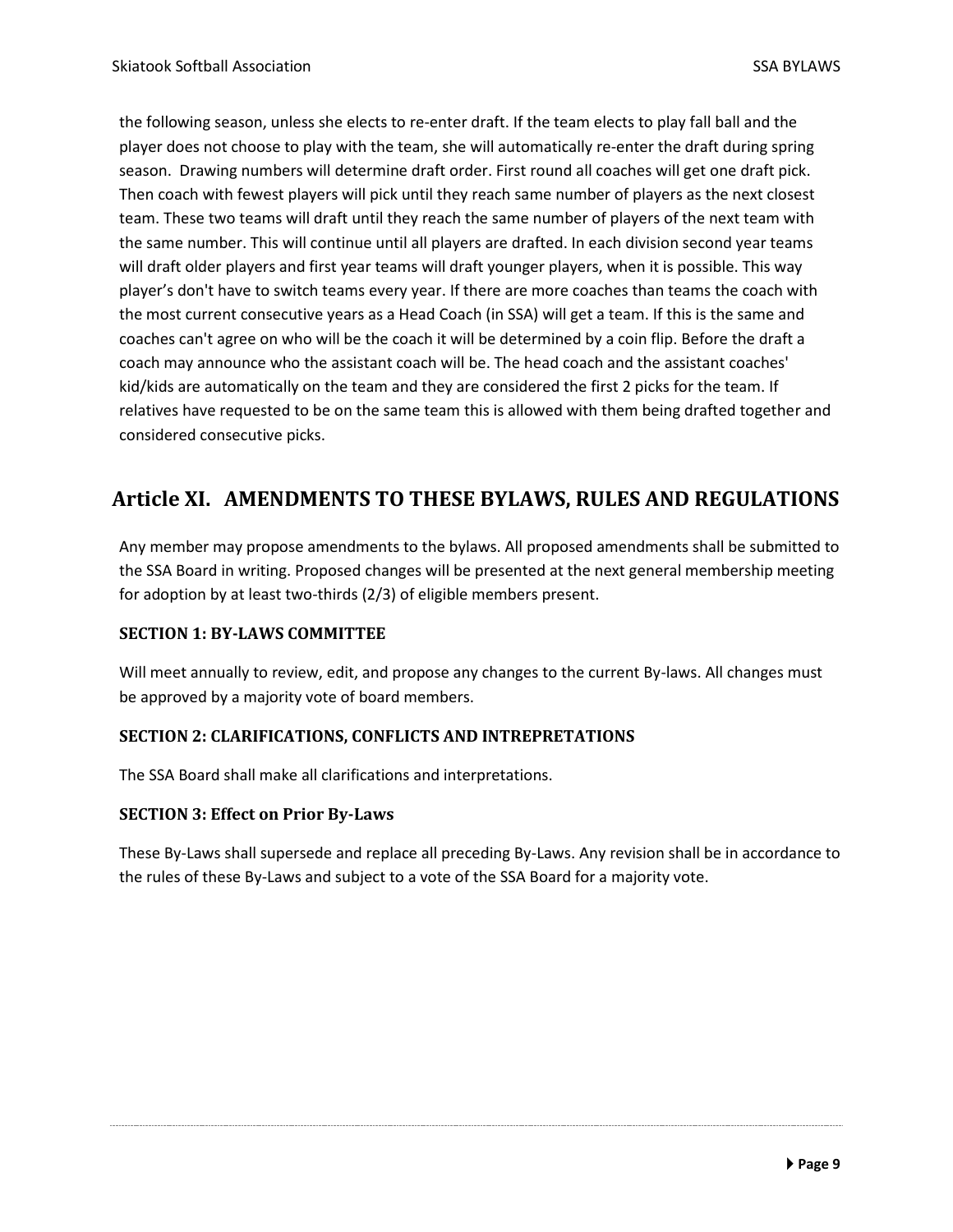the following season, unless she elects to re-enter draft. If the team elects to play fall ball and the player does not choose to play with the team, she will automatically re-enter the draft during spring season.  Drawing numbers will determine draft order. First round all coaches will get one draft pick. Then coach with fewest players will pick until they reach same number of players as the next closest team. These two teams will draft until they reach the same number of players of the next team with the same number. This will continue until all players are drafted. In each division second year teams will draft older players and first year teams will draft younger players, when it is possible. This way player's don't have to switch teams every year. If there are more coaches than teams the coach with the most current consecutive years as a Head Coach (in SSA) will get a team. If this is the same and coaches can't agree on who will be the coach it will be determined by a coin flip. Before the draft a coach may announce who the assistant coach will be. The head coach and the assistant coaches' kid/kids are automatically on the team and they are considered the first 2 picks for the team. If relatives have requested to be on the same team this is allowed with them being drafted together and considered consecutive picks.

## Article XI. AMENDMENTS TO THESE BYLAWS, RULES AND REGULATIONS

Any member may propose amendments to the bylaws. All proposed amendments shall be submitted to the SSA Board in writing. Proposed changes will be presented at the next general membership meeting for adoption by at least two-thirds (2/3) of eligible members present.

### SECTION 1: BY-LAWS COMMITTEE

Will meet annually to review, edit, and propose any changes to the current By-laws. All changes must be approved by a majority vote of board members.

### SECTION 2: CLARIFICATIONS, CONFLICTS AND INTREPRETATIONS

The SSA Board shall make all clarifications and interpretations.

### SECTION 3: Effect on Prior By-Laws

These By-Laws shall supersede and replace all preceding By-Laws. Any revision shall be in accordance to the rules of these By-Laws and subject to a vote of the SSA Board for a majority vote.